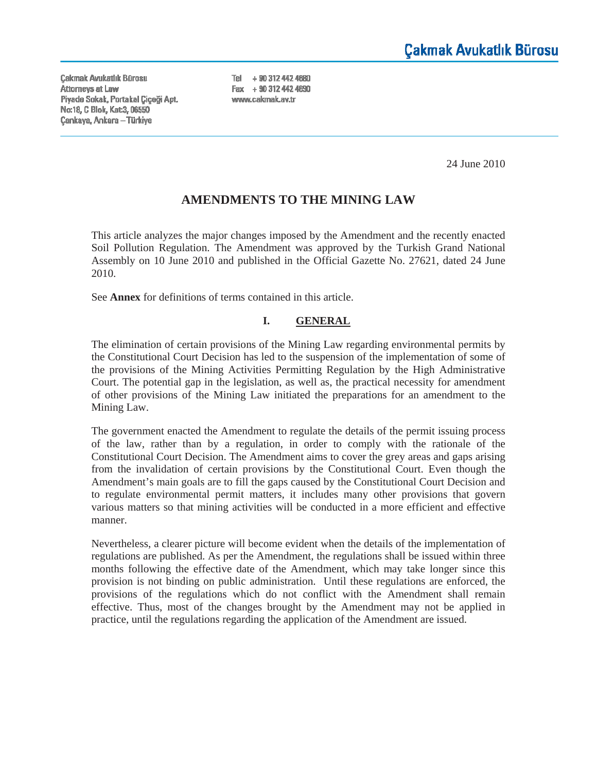Çakmak Avukatlık Bürosu

Çakmak Avukatlık Bürosu
Attorneys at Law
Piyade Sokak, Portakal Çiçeği Apt.
No:18, C Blok, Kat:3, 06550
Çankaya, Ankara – Türkiye

Tel + 90 312 442 4680
Fax + 90 312 442 4690
www.cakmak.av.tr

24 June 2010

# AMENDMENTS TO THE MINING LAW

This article analyzes the major changes imposed by the Amendment and the recently enacted Soil Pollution Regulation. The Amendment was approved by the Turkish Grand National Assembly on 10 June 2010 and published in the Official Gazette No. 27621, dated 24 June 2010.

See **Annex** for definitions of terms contained in this article.

## I. GENERAL

The elimination of certain provisions of the Mining Law regarding environmental permits by the Constitutional Court Decision has led to the suspension of the implementation of some of the provisions of the Mining Activities Permitting Regulation by the High Administrative Court. The potential gap in the legislation, as well as, the practical necessity for amendment of other provisions of the Mining Law initiated the preparations for an amendment to the Mining Law.

The government enacted the Amendment to regulate the details of the permit issuing process of the law, rather than by a regulation, in order to comply with the rationale of the Constitutional Court Decision. The Amendment aims to cover the grey areas and gaps arising from the invalidation of certain provisions by the Constitutional Court. Even though the Amendment's main goals are to fill the gaps caused by the Constitutional Court Decision and to regulate environmental permit matters, it includes many other provisions that govern various matters so that mining activities will be conducted in a more efficient and effective manner.

Nevertheless, a clearer picture will become evident when the details of the implementation of regulations are published. As per the Amendment, the regulations shall be issued within three months following the effective date of the Amendment, which may take longer since this provision is not binding on public administration. Until these regulations are enforced, the provisions of the regulations which do not conflict with the Amendment shall remain effective. Thus, most of the changes brought by the Amendment may not be applied in practice, until the regulations regarding the application of the Amendment are issued.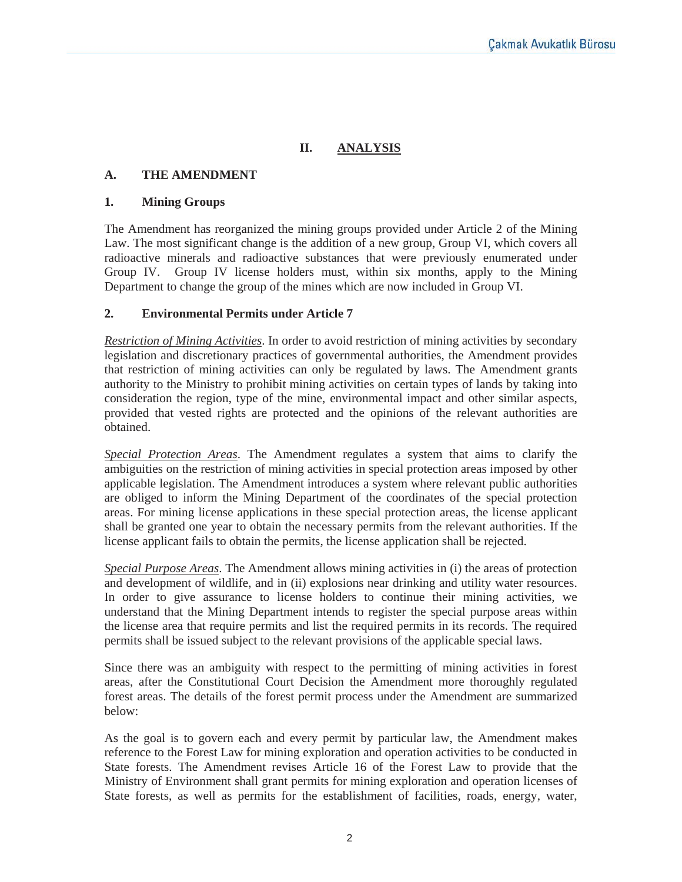# II. ANALYSIS

## A. THE AMENDMENT

### 1. Mining Groups

The Amendment has reorganized the mining groups provided under Article 2 of the Mining Law. The most significant change is the addition of a new group, Group VI, which covers all radioactive minerals and radioactive substances that were previously enumerated under Group IV. Group IV license holders must, within six months, apply to the Mining Department to change the group of the mines which are now included in Group VI.

### 2. Environmental Permits under Article 7

*Restriction of Mining Activities*. In order to avoid restriction of mining activities by secondary legislation and discretionary practices of governmental authorities, the Amendment provides that restriction of mining activities can only be regulated by laws. The Amendment grants authority to the Ministry to prohibit mining activities on certain types of lands by taking into consideration the region, type of the mine, environmental impact and other similar aspects, provided that vested rights are protected and the opinions of the relevant authorities are obtained.

*Special Protection Areas*. The Amendment regulates a system that aims to clarify the ambiguities on the restriction of mining activities in special protection areas imposed by other applicable legislation. The Amendment introduces a system where relevant public authorities are obliged to inform the Mining Department of the coordinates of the special protection areas. For mining license applications in these special protection areas, the license applicant shall be granted one year to obtain the necessary permits from the relevant authorities. If the license applicant fails to obtain the permits, the license application shall be rejected.

*Special Purpose Areas*. The Amendment allows mining activities in (i) the areas of protection and development of wildlife, and in (ii) explosions near drinking and utility water resources. In order to give assurance to license holders to continue their mining activities, we understand that the Mining Department intends to register the special purpose areas within the license area that require permits and list the required permits in its records. The required permits shall be issued subject to the relevant provisions of the applicable special laws.

Since there was an ambiguity with respect to the permitting of mining activities in forest areas, after the Constitutional Court Decision the Amendment more thoroughly regulated forest areas. The details of the forest permit process under the Amendment are summarized below:

As the goal is to govern each and every permit by particular law, the Amendment makes reference to the Forest Law for mining exploration and operation activities to be conducted in State forests. The Amendment revises Article 16 of the Forest Law to provide that the Ministry of Environment shall grant permits for mining exploration and operation licenses of State forests, as well as permits for the establishment of facilities, roads, energy, water,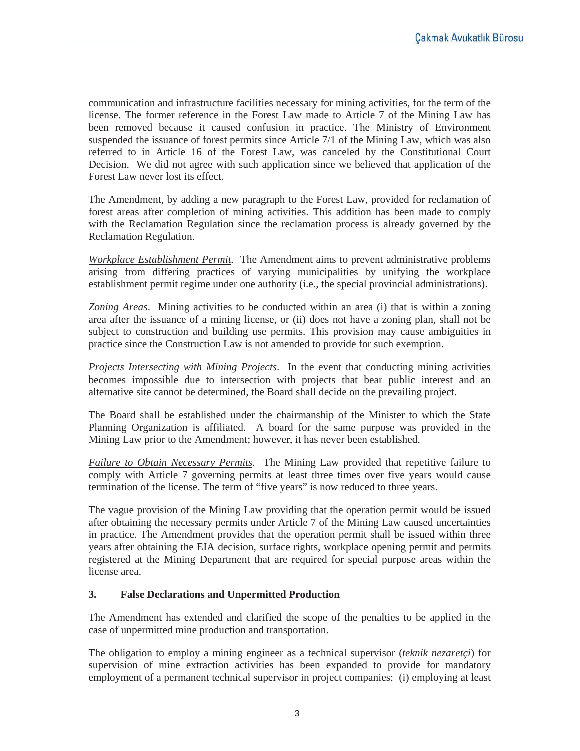communication and infrastructure facilities necessary for mining activities, for the term of the license. The former reference in the Forest Law made to Article 7 of the Mining Law has been removed because it caused confusion in practice. The Ministry of Environment suspended the issuance of forest permits since Article 7/1 of the Mining Law, which was also referred to in Article 16 of the Forest Law, was canceled by the Constitutional Court Decision. We did not agree with such application since we believed that application of the Forest Law never lost its effect.

The Amendment, by adding a new paragraph to the Forest Law, provided for reclamation of forest areas after completion of mining activities. This addition has been made to comply with the Reclamation Regulation since the reclamation process is already governed by the Reclamation Regulation.

*Workplace Establishment Permit.* The Amendment aims to prevent administrative problems arising from differing practices of varying municipalities by unifying the workplace establishment permit regime under one authority (i.e., the special provincial administrations).

*Zoning Areas*. Mining activities to be conducted within an area (i) that is within a zoning area after the issuance of a mining license, or (ii) does not have a zoning plan, shall not be subject to construction and building use permits. This provision may cause ambiguities in practice since the Construction Law is not amended to provide for such exemption.

*Projects Intersecting with Mining Projects*. In the event that conducting mining activities becomes impossible due to intersection with projects that bear public interest and an alternative site cannot be determined, the Board shall decide on the prevailing project.

The Board shall be established under the chairmanship of the Minister to which the State Planning Organization is affiliated. A board for the same purpose was provided in the Mining Law prior to the Amendment; however, it has never been established.

*Failure to Obtain Necessary Permits*. The Mining Law provided that repetitive failure to comply with Article 7 governing permits at least three times over five years would cause termination of the license. The term of "five years" is now reduced to three years.

The vague provision of the Mining Law providing that the operation permit would be issued after obtaining the necessary permits under Article 7 of the Mining Law caused uncertainties in practice. The Amendment provides that the operation permit shall be issued within three years after obtaining the EIA decision, surface rights, workplace opening permit and permits registered at the Mining Department that are required for special purpose areas within the license area.

### 3. False Declarations and Unpermitted Production

The Amendment has extended and clarified the scope of the penalties to be applied in the case of unpermitted mine production and transportation.

The obligation to employ a mining engineer as a technical supervisor (*teknik nezaretçi*) for supervision of mine extraction activities has been expanded to provide for mandatory employment of a permanent technical supervisor in project companies: (i) employing at least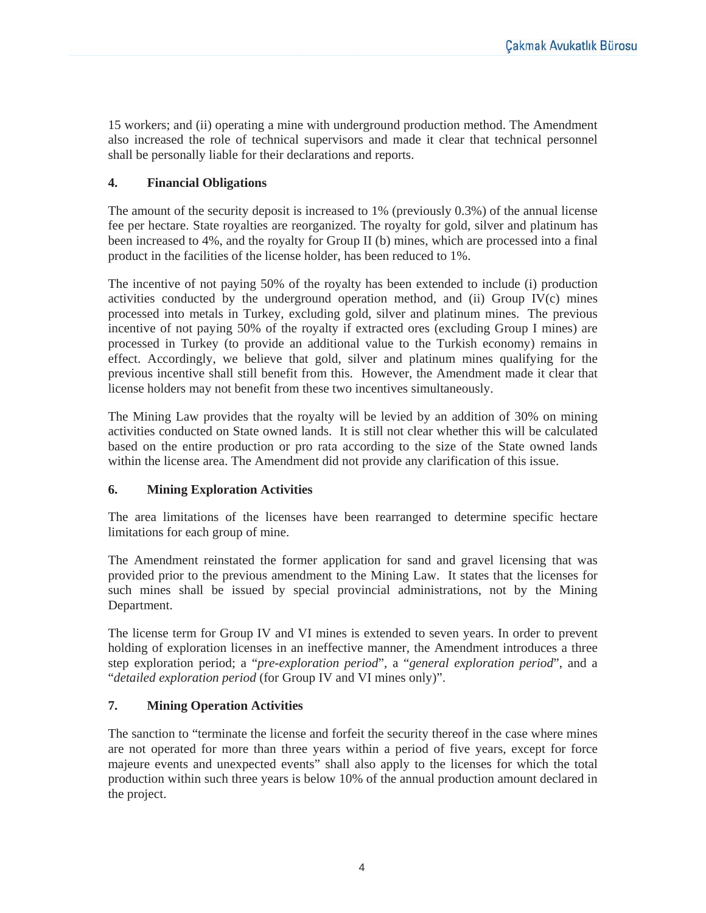15 workers; and (ii) operating a mine with underground production method. The Amendment also increased the role of technical supervisors and made it clear that technical personnel shall be personally liable for their declarations and reports.

## 4. Financial Obligations

The amount of the security deposit is increased to 1% (previously 0.3%) of the annual license fee per hectare. State royalties are reorganized. The royalty for gold, silver and platinum has been increased to 4%, and the royalty for Group II (b) mines, which are processed into a final product in the facilities of the license holder, has been reduced to 1%.

The incentive of not paying 50% of the royalty has been extended to include (i) production activities conducted by the underground operation method, and (ii) Group IV(c) mines processed into metals in Turkey, excluding gold, silver and platinum mines. The previous incentive of not paying 50% of the royalty if extracted ores (excluding Group I mines) are processed in Turkey (to provide an additional value to the Turkish economy) remains in effect. Accordingly, we believe that gold, silver and platinum mines qualifying for the previous incentive shall still benefit from this. However, the Amendment made it clear that license holders may not benefit from these two incentives simultaneously.

The Mining Law provides that the royalty will be levied by an addition of 30% on mining activities conducted on State owned lands. It is still not clear whether this will be calculated based on the entire production or pro rata according to the size of the State owned lands within the license area. The Amendment did not provide any clarification of this issue.

## 6. Mining Exploration Activities

The area limitations of the licenses have been rearranged to determine specific hectare limitations for each group of mine.

The Amendment reinstated the former application for sand and gravel licensing that was provided prior to the previous amendment to the Mining Law. It states that the licenses for such mines shall be issued by special provincial administrations, not by the Mining Department.

The license term for Group IV and VI mines is extended to seven years. In order to prevent holding of exploration licenses in an ineffective manner, the Amendment introduces a three step exploration period; a "*pre-exploration period*", a "*general exploration period*", and a "*detailed exploration period* (for Group IV and VI mines only)".

## 7. Mining Operation Activities

The sanction to "terminate the license and forfeit the security thereof in the case where mines are not operated for more than three years within a period of five years, except for force majeure events and unexpected events" shall also apply to the licenses for which the total production within such three years is below 10% of the annual production amount declared in the project.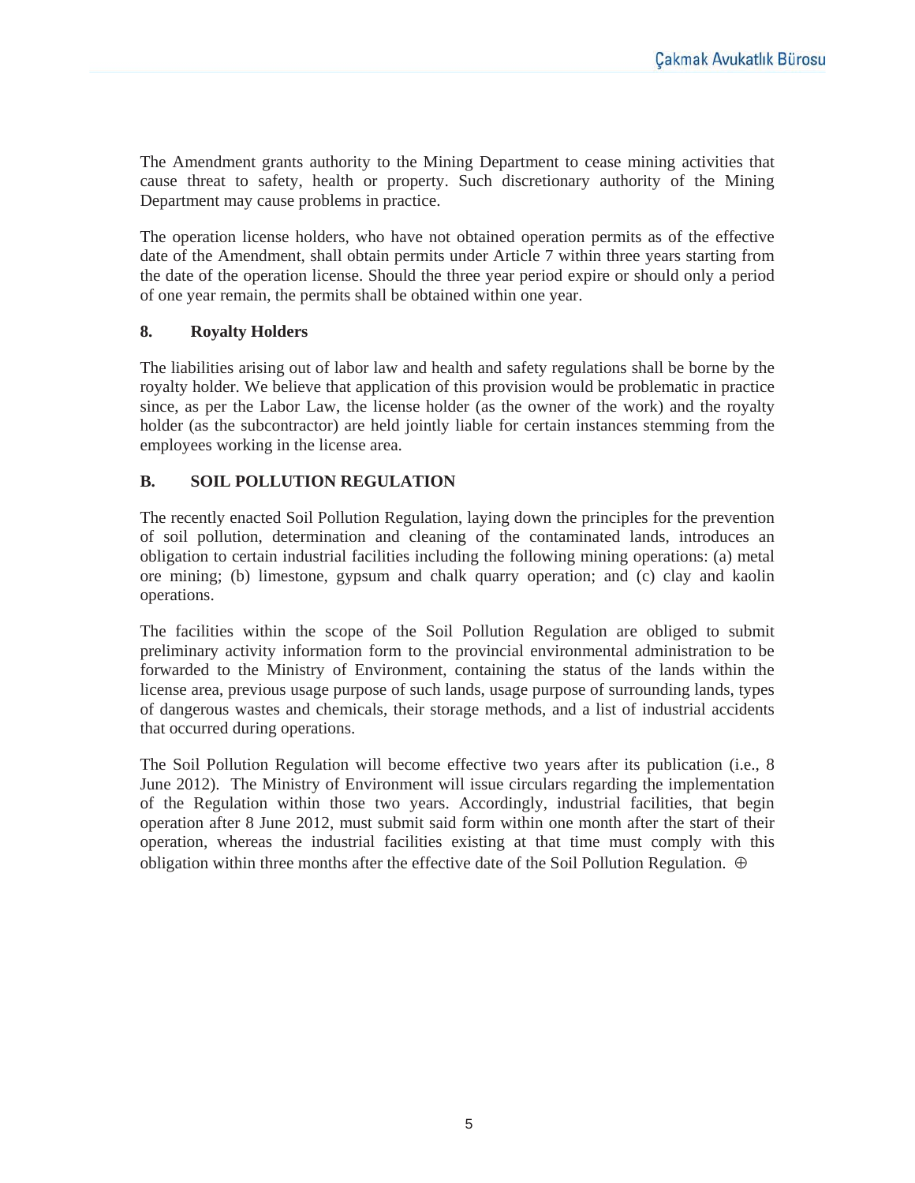The Amendment grants authority to the Mining Department to cease mining activities that cause threat to safety, health or property. Such discretionary authority of the Mining Department may cause problems in practice.

The operation license holders, who have not obtained operation permits as of the effective date of the Amendment, shall obtain permits under Article 7 within three years starting from the date of the operation license. Should the three year period expire or should only a period of one year remain, the permits shall be obtained within one year.

### 8. Royalty Holders

The liabilities arising out of labor law and health and safety regulations shall be borne by the royalty holder. We believe that application of this provision would be problematic in practice since, as per the Labor Law, the license holder (as the owner of the work) and the royalty holder (as the subcontractor) are held jointly liable for certain instances stemming from the employees working in the license area.

## B. SOIL POLLUTION REGULATION

The recently enacted Soil Pollution Regulation, laying down the principles for the prevention of soil pollution, determination and cleaning of the contaminated lands, introduces an obligation to certain industrial facilities including the following mining operations: (a) metal ore mining; (b) limestone, gypsum and chalk quarry operation; and (c) clay and kaolin operations.

The facilities within the scope of the Soil Pollution Regulation are obliged to submit preliminary activity information form to the provincial environmental administration to be forwarded to the Ministry of Environment, containing the status of the lands within the license area, previous usage purpose of such lands, usage purpose of surrounding lands, types of dangerous wastes and chemicals, their storage methods, and a list of industrial accidents that occurred during operations.

The Soil Pollution Regulation will become effective two years after its publication (i.e., 8 June 2012). The Ministry of Environment will issue circulars regarding the implementation of the Regulation within those two years. Accordingly, industrial facilities, that begin operation after 8 June 2012, must submit said form within one month after the start of their operation, whereas the industrial facilities existing at that time must comply with this obligation within three months after the effective date of the Soil Pollution Regulation. ⊕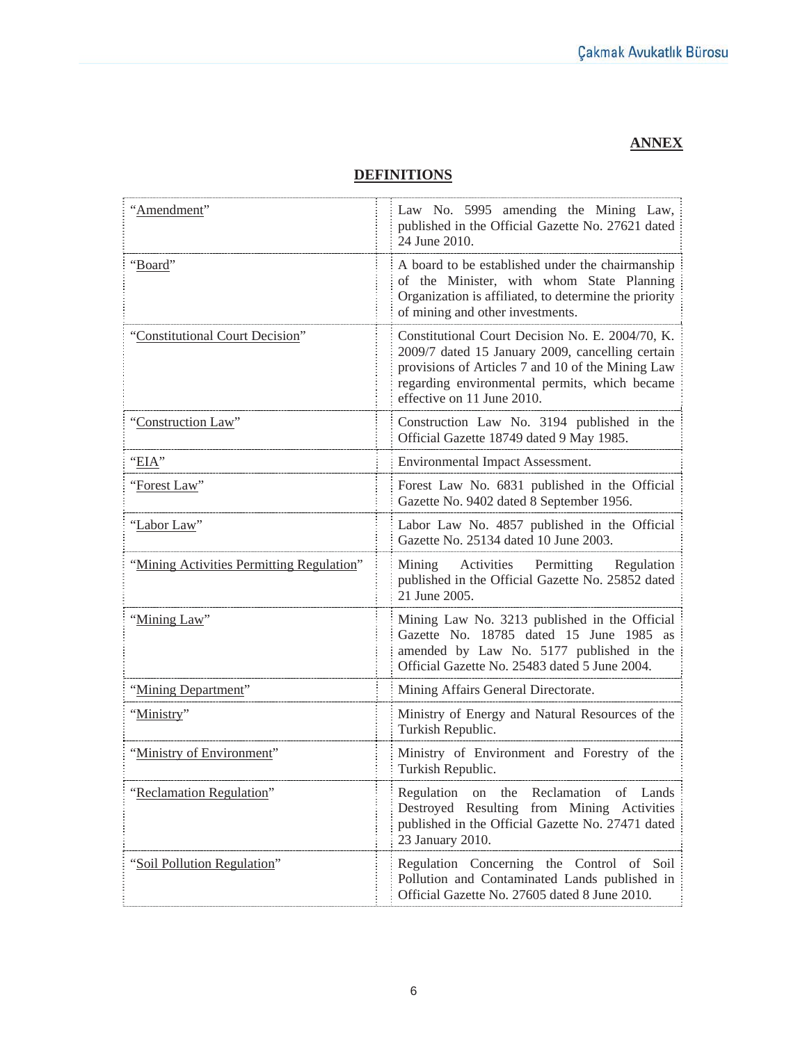**ANNEX**

**DEFINITIONS**

| | |
|---|---|
| "Amendment" | Law No. 5995 amending the Mining Law, published in the Official Gazette No. 27621 dated 24 June 2010. |
| "Board" | A board to be established under the chairmanship of the Minister, with whom State Planning Organization is affiliated, to determine the priority of mining and other investments. |
| "Constitutional Court Decision" | Constitutional Court Decision No. E. 2004/70, K. 2009/7 dated 15 January 2009, cancelling certain provisions of Articles 7 and 10 of the Mining Law regarding environmental permits, which became effective on 11 June 2010. |
| "Construction Law" | Construction Law No. 3194 published in the Official Gazette 18749 dated 9 May 1985. |
| "EIA" | Environmental Impact Assessment. |
| "Forest Law" | Forest Law No. 6831 published in the Official Gazette No. 9402 dated 8 September 1956. |
| "Labor Law" | Labor Law No. 4857 published in the Official Gazette No. 25134 dated 10 June 2003. |
| "Mining Activities Permitting Regulation" | Mining Activities Permitting Regulation published in the Official Gazette No. 25852 dated 21 June 2005. |
| "Mining Law" | Mining Law No. 3213 published in the Official Gazette No. 18785 dated 15 June 1985 as amended by Law No. 5177 published in the Official Gazette No. 25483 dated 5 June 2004. |
| "Mining Department" | Mining Affairs General Directorate. |
| "Ministry" | Ministry of Energy and Natural Resources of the Turkish Republic. |
| "Ministry of Environment" | Ministry of Environment and Forestry of the Turkish Republic. |
| "Reclamation Regulation" | Regulation on the Reclamation of Lands Destroyed Resulting from Mining Activities published in the Official Gazette No. 27471 dated 23 January 2010. |
| "Soil Pollution Regulation" | Regulation Concerning the Control of Soil Pollution and Contaminated Lands published in Official Gazette No. 27605 dated 8 June 2010. |